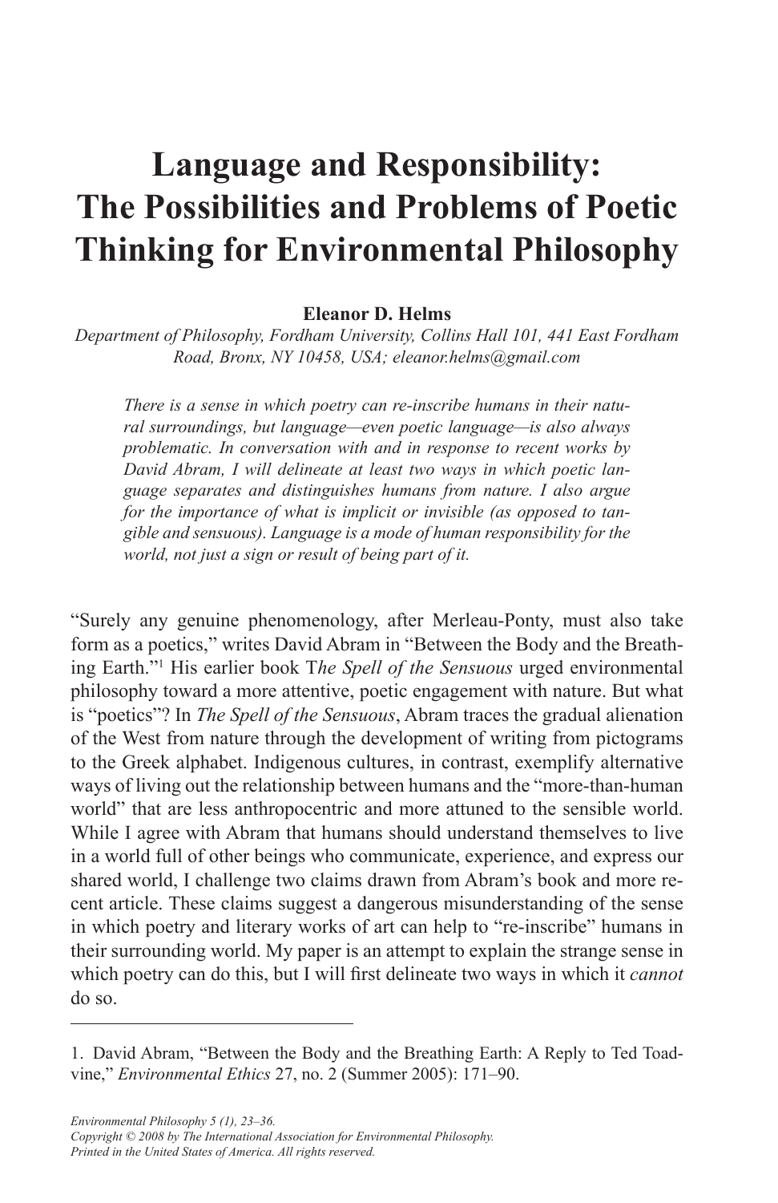# Language and Responsibility: The Possibilities and Problems of Poetic Thinking for Environmental Philosophy

**Eleanor D. Helms**

*Department of Philosophy, Fordham University, Collins Hall 101, 441 East Fordham Road, Bronx, NY 10458, USA; eleanor.helms@gmail.com*

*There is a sense in which poetry can re-inscribe humans in their natural surroundings, but language—even poetic language—is also always problematic. In conversation with and in response to recent works by David Abram, I will delineate at least two ways in which poetic language separates and distinguishes humans from nature. I also argue for the importance of what is implicit or invisible (as opposed to tangible and sensuous). Language is a mode of human responsibility for the world, not just a sign or result of being part of it.*

"Surely any genuine phenomenology, after Merleau-Ponty, must also take form as a poetics," writes David Abram in "Between the Body and the Breathing Earth."[1] His earlier book T*he Spell of the Sensuous* urged environmental philosophy toward a more attentive, poetic engagement with nature. But what is "poetics"? In *The Spell of the Sensuous*, Abram traces the gradual alienation of the West from nature through the development of writing from pictograms to the Greek alphabet. Indigenous cultures, in contrast, exemplify alternative ways of living out the relationship between humans and the "more-than-human world" that are less anthropocentric and more attuned to the sensible world. While I agree with Abram that humans should understand themselves to live in a world full of other beings who communicate, experience, and express our shared world, I challenge two claims drawn from Abram's book and more recent article. These claims suggest a dangerous misunderstanding of the sense in which poetry and literary works of art can help to "re-inscribe" humans in their surrounding world. My paper is an attempt to explain the strange sense in which poetry can do this, but I will first delineate two ways in which it *cannot* do so.

1. David Abram, "Between the Body and the Breathing Earth: A Reply to Ted Toadvine," *Environmental Ethics* 27, no. 2 (Summer 2005): 171–90.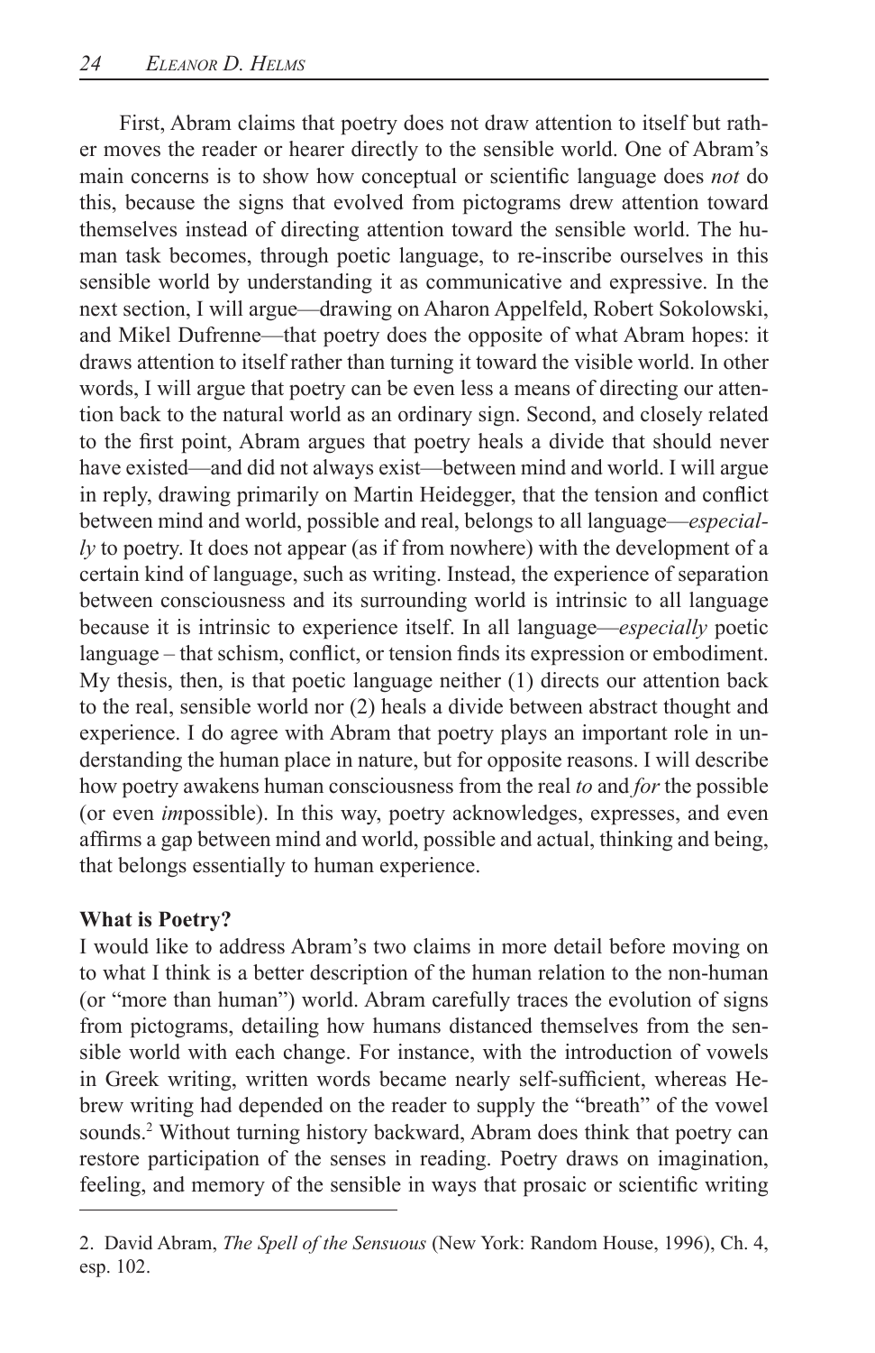First, Abram claims that poetry does not draw attention to itself but rather moves the reader or hearer directly to the sensible world. One of Abram's main concerns is to show how conceptual or scientific language does *not* do this, because the signs that evolved from pictograms drew attention toward themselves instead of directing attention toward the sensible world. The human task becomes, through poetic language, to re-inscribe ourselves in this sensible world by understanding it as communicative and expressive. In the next section, I will argue—drawing on Aharon Appelfeld, Robert Sokolowski, and Mikel Dufrenne—that poetry does the opposite of what Abram hopes: it draws attention to itself rather than turning it toward the visible world. In other words, I will argue that poetry can be even less a means of directing our attention back to the natural world as an ordinary sign. Second, and closely related to the first point, Abram argues that poetry heals a divide that should never have existed—and did not always exist—between mind and world. I will argue in reply, drawing primarily on Martin Heidegger, that the tension and conflict between mind and world, possible and real, belongs to all language—*especially* to poetry. It does not appear (as if from nowhere) with the development of a certain kind of language, such as writing. Instead, the experience of separation between consciousness and its surrounding world is intrinsic to all language because it is intrinsic to experience itself. In all language—*especially* poetic language – that schism, conflict, or tension finds its expression or embodiment. My thesis, then, is that poetic language neither (1) directs our attention back to the real, sensible world nor (2) heals a divide between abstract thought and experience. I do agree with Abram that poetry plays an important role in understanding the human place in nature, but for opposite reasons. I will describe how poetry awakens human consciousness from the real *to* and *for* the possible (or even *im*possible). In this way, poetry acknowledges, expresses, and even affirms a gap between mind and world, possible and actual, thinking and being, that belongs essentially to human experience.

**What is Poetry?**

I would like to address Abram's two claims in more detail before moving on to what I think is a better description of the human relation to the non-human (or "more than human") world. Abram carefully traces the evolution of signs from pictograms, detailing how humans distanced themselves from the sensible world with each change. For instance, with the introduction of vowels in Greek writing, written words became nearly self-sufficient, whereas Hebrew writing had depended on the reader to supply the "breath" of the vowel sounds.[2] Without turning history backward, Abram does think that poetry can restore participation of the senses in reading. Poetry draws on imagination, feeling, and memory of the sensible in ways that prosaic or scientific writing

2. David Abram, *The Spell of the Sensuous* (New York: Random House, 1996), Ch. 4, esp. 102.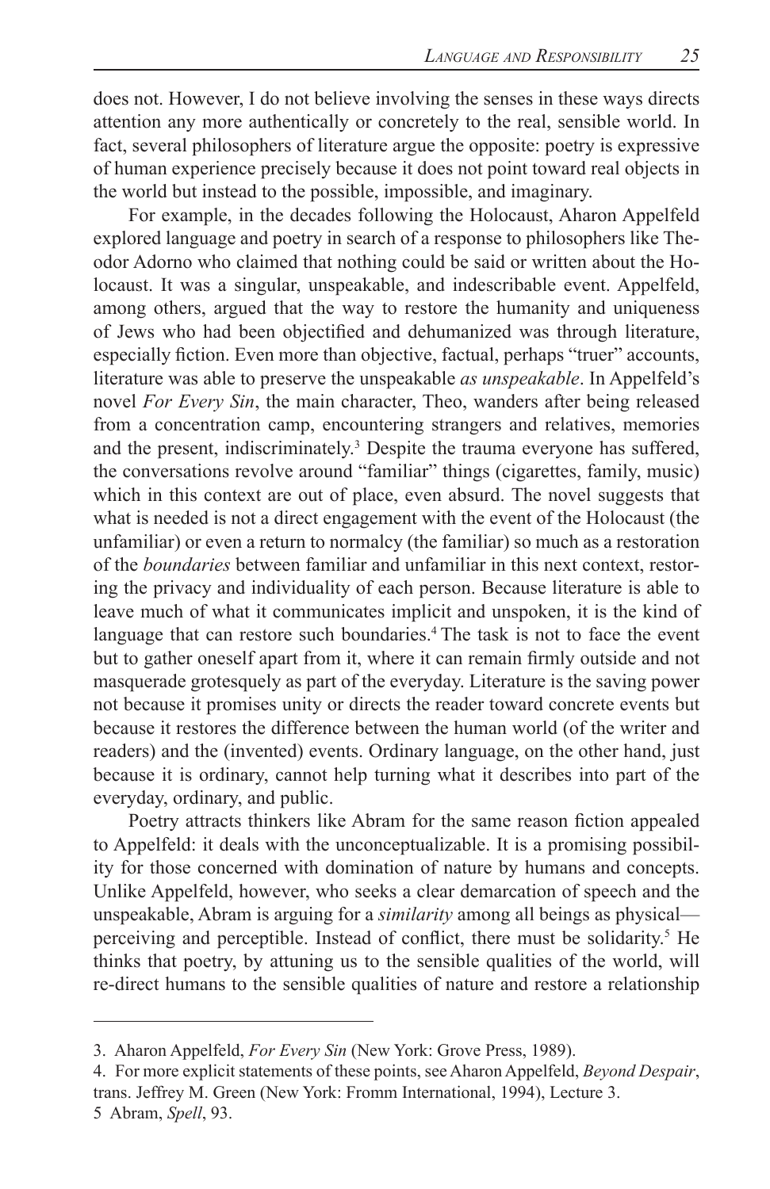does not. However, I do not believe involving the senses in these ways directs attention any more authentically or concretely to the real, sensible world. In fact, several philosophers of literature argue the opposite: poetry is expressive of human experience precisely because it does not point toward real objects in the world but instead to the possible, impossible, and imaginary.

For example, in the decades following the Holocaust, Aharon Appelfeld explored language and poetry in search of a response to philosophers like Theodor Adorno who claimed that nothing could be said or written about the Holocaust. It was a singular, unspeakable, and indescribable event. Appelfeld, among others, argued that the way to restore the humanity and uniqueness of Jews who had been objectified and dehumanized was through literature, especially fiction. Even more than objective, factual, perhaps "truer" accounts, literature was able to preserve the unspeakable *as unspeakable*. In Appelfeld's novel *For Every Sin*, the main character, Theo, wanders after being released from a concentration camp, encountering strangers and relatives, memories and the present, indiscriminately.[3] Despite the trauma everyone has suffered, the conversations revolve around "familiar" things (cigarettes, family, music) which in this context are out of place, even absurd. The novel suggests that what is needed is not a direct engagement with the event of the Holocaust (the unfamiliar) or even a return to normalcy (the familiar) so much as a restoration of the *boundaries* between familiar and unfamiliar in this next context, restoring the privacy and individuality of each person. Because literature is able to leave much of what it communicates implicit and unspoken, it is the kind of language that can restore such boundaries.[4] The task is not to face the event but to gather oneself apart from it, where it can remain firmly outside and not masquerade grotesquely as part of the everyday. Literature is the saving power not because it promises unity or directs the reader toward concrete events but because it restores the difference between the human world (of the writer and readers) and the (invented) events. Ordinary language, on the other hand, just because it is ordinary, cannot help turning what it describes into part of the everyday, ordinary, and public.

Poetry attracts thinkers like Abram for the same reason fiction appealed to Appelfeld: it deals with the unconceptualizable. It is a promising possibility for those concerned with domination of nature by humans and concepts. Unlike Appelfeld, however, who seeks a clear demarcation of speech and the unspeakable, Abram is arguing for a *similarity* among all beings as physical—perceiving and perceptible. Instead of conflict, there must be solidarity.[5] He thinks that poetry, by attuning us to the sensible qualities of the world, will re-direct humans to the sensible qualities of nature and restore a relationship

---

3. Aharon Appelfeld, *For Every Sin* (New York: Grove Press, 1989).

4. For more explicit statements of these points, see Aharon Appelfeld, *Beyond Despair*, trans. Jeffrey M. Green (New York: Fromm International, 1994), Lecture 3.

5 Abram, *Spell*, 93.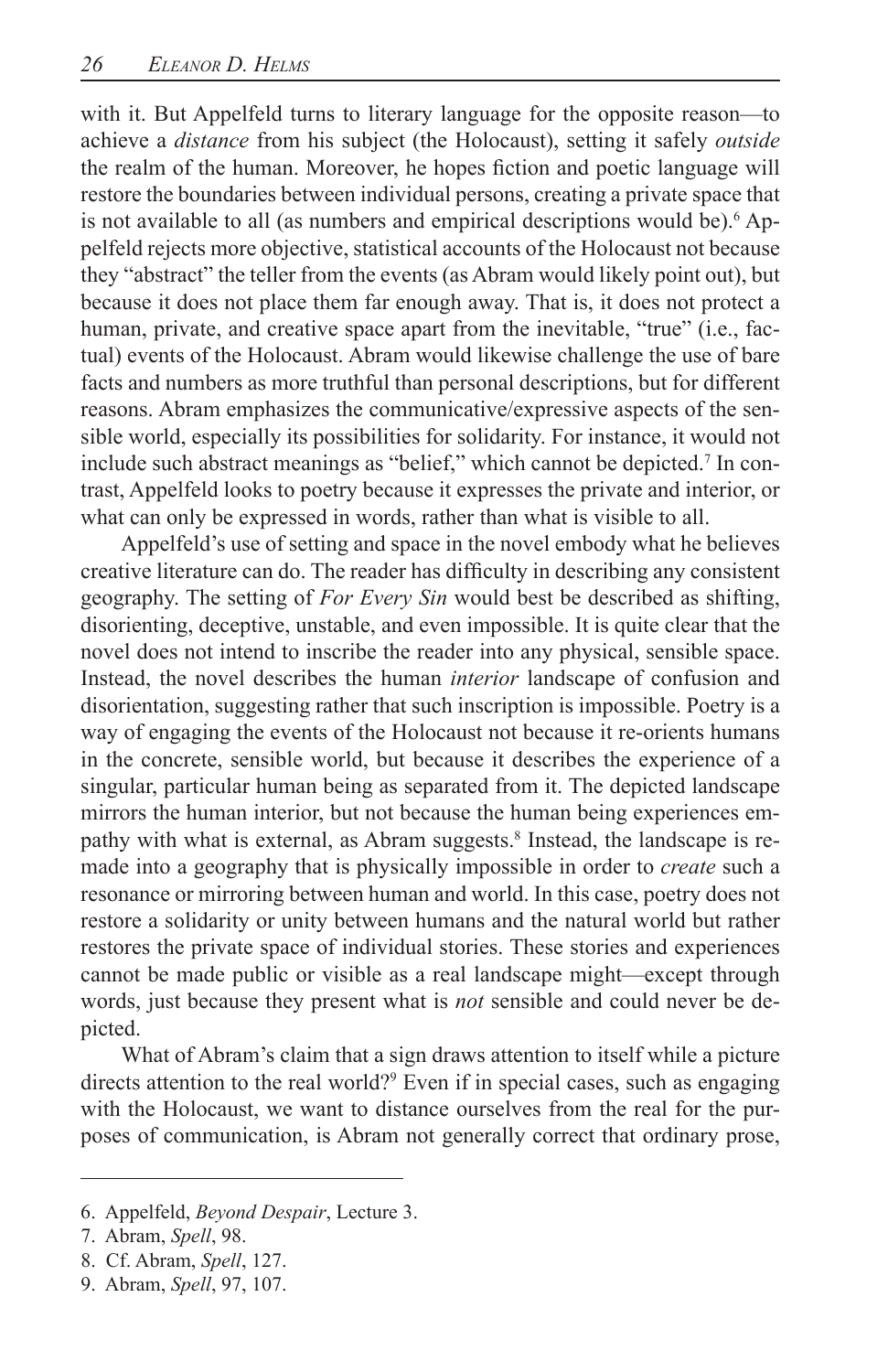with it. But Appelfeld turns to literary language for the opposite reason—to achieve a *distance* from his subject (the Holocaust), setting it safely *outside* the realm of the human. Moreover, he hopes fiction and poetic language will restore the boundaries between individual persons, creating a private space that is not available to all (as numbers and empirical descriptions would be).[6] Appelfeld rejects more objective, statistical accounts of the Holocaust not because they "abstract" the teller from the events (as Abram would likely point out), but because it does not place them far enough away. That is, it does not protect a human, private, and creative space apart from the inevitable, "true" (i.e., factual) events of the Holocaust. Abram would likewise challenge the use of bare facts and numbers as more truthful than personal descriptions, but for different reasons. Abram emphasizes the communicative/expressive aspects of the sensible world, especially its possibilities for solidarity. For instance, it would not include such abstract meanings as "belief," which cannot be depicted.[7] In contrast, Appelfeld looks to poetry because it expresses the private and interior, or what can only be expressed in words, rather than what is visible to all.

Appelfeld's use of setting and space in the novel embody what he believes creative literature can do. The reader has difficulty in describing any consistent geography. The setting of *For Every Sin* would best be described as shifting, disorienting, deceptive, unstable, and even impossible. It is quite clear that the novel does not intend to inscribe the reader into any physical, sensible space. Instead, the novel describes the human *interior* landscape of confusion and disorientation, suggesting rather that such inscription is impossible. Poetry is a way of engaging the events of the Holocaust not because it re-orients humans in the concrete, sensible world, but because it describes the experience of a singular, particular human being as separated from it. The depicted landscape mirrors the human interior, but not because the human being experiences empathy with what is external, as Abram suggests.[8] Instead, the landscape is remade into a geography that is physically impossible in order to *create* such a resonance or mirroring between human and world. In this case, poetry does not restore a solidarity or unity between humans and the natural world but rather restores the private space of individual stories. These stories and experiences cannot be made public or visible as a real landscape might—except through words, just because they present what is *not* sensible and could never be depicted.

What of Abram's claim that a sign draws attention to itself while a picture directs attention to the real world?[9] Even if in special cases, such as engaging with the Holocaust, we want to distance ourselves from the real for the purposes of communication, is Abram not generally correct that ordinary prose,

---

6. Appelfeld, *Beyond Despair*, Lecture 3.
7. Abram, *Spell*, 98.
8. Cf. Abram, *Spell*, 127.
9. Abram, *Spell*, 97, 107.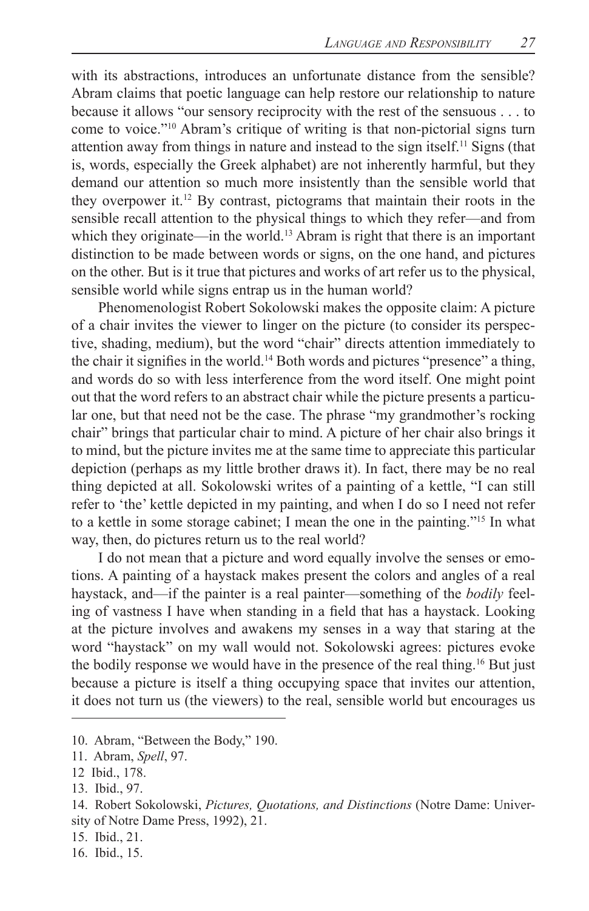with its abstractions, introduces an unfortunate distance from the sensible? Abram claims that poetic language can help restore our relationship to nature because it allows "our sensory reciprocity with the rest of the sensuous . . . to come to voice."[10] Abram's critique of writing is that non-pictorial signs turn attention away from things in nature and instead to the sign itself.[11] Signs (that is, words, especially the Greek alphabet) are not inherently harmful, but they demand our attention so much more insistently than the sensible world that they overpower it.[12] By contrast, pictograms that maintain their roots in the sensible recall attention to the physical things to which they refer—and from which they originate—in the world.[13] Abram is right that there is an important distinction to be made between words or signs, on the one hand, and pictures on the other. But is it true that pictures and works of art refer us to the physical, sensible world while signs entrap us in the human world?

Phenomenologist Robert Sokolowski makes the opposite claim: A picture of a chair invites the viewer to linger on the picture (to consider its perspective, shading, medium), but the word "chair" directs attention immediately to the chair it signifies in the world.[14] Both words and pictures "presence" a thing, and words do so with less interference from the word itself. One might point out that the word refers to an abstract chair while the picture presents a particular one, but that need not be the case. The phrase "my grandmother's rocking chair" brings that particular chair to mind. A picture of her chair also brings it to mind, but the picture invites me at the same time to appreciate this particular depiction (perhaps as my little brother draws it). In fact, there may be no real thing depicted at all. Sokolowski writes of a painting of a kettle, "I can still refer to 'the' kettle depicted in my painting, and when I do so I need not refer to a kettle in some storage cabinet; I mean the one in the painting."[15] In what way, then, do pictures return us to the real world?

I do not mean that a picture and word equally involve the senses or emotions. A painting of a haystack makes present the colors and angles of a real haystack, and—if the painter is a real painter—something of the *bodily* feeling of vastness I have when standing in a field that has a haystack. Looking at the picture involves and awakens my senses in a way that staring at the word "haystack" on my wall would not. Sokolowski agrees: pictures evoke the bodily response we would have in the presence of the real thing.[16] But just because a picture is itself a thing occupying space that invites our attention, it does not turn us (the viewers) to the real, sensible world but encourages us

---

10. Abram, "Between the Body," 190.
11. Abram, *Spell*, 97.
12 Ibid., 178.
13. Ibid., 97.
14. Robert Sokolowski, *Pictures, Quotations, and Distinctions* (Notre Dame: University of Notre Dame Press, 1992), 21.
15. Ibid., 21.
16. Ibid., 15.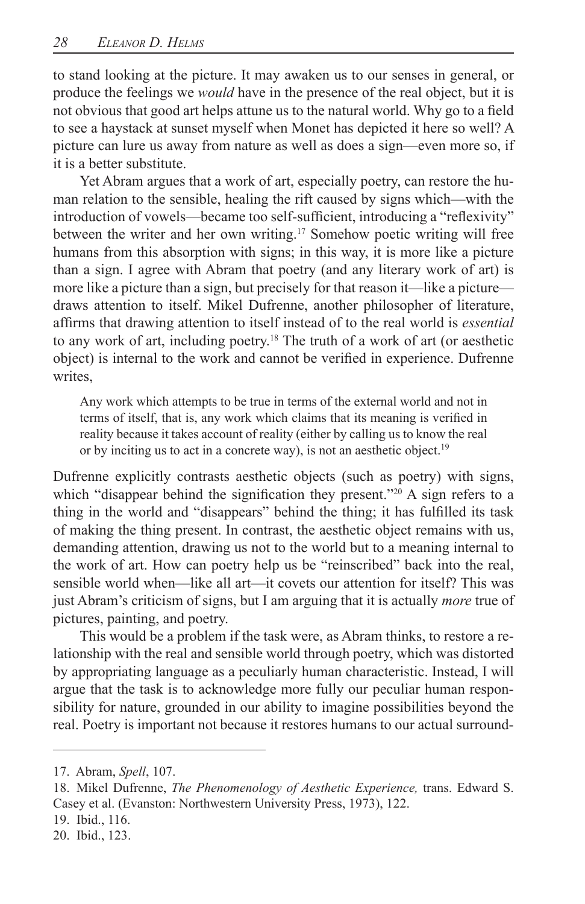to stand looking at the picture. It may awaken us to our senses in general, or produce the feelings we *would* have in the presence of the real object, but it is not obvious that good art helps attune us to the natural world. Why go to a field to see a haystack at sunset myself when Monet has depicted it here so well? A picture can lure us away from nature as well as does a sign—even more so, if it is a better substitute.

Yet Abram argues that a work of art, especially poetry, can restore the human relation to the sensible, healing the rift caused by signs which—with the introduction of vowels—became too self-sufficient, introducing a "reflexivity" between the writer and her own writing.[17] Somehow poetic writing will free humans from this absorption with signs; in this way, it is more like a picture than a sign. I agree with Abram that poetry (and any literary work of art) is more like a picture than a sign, but precisely for that reason it—like a picture—draws attention to itself. Mikel Dufrenne, another philosopher of literature, affirms that drawing attention to itself instead of to the real world is *essential* to any work of art, including poetry.[18] The truth of a work of art (or aesthetic object) is internal to the work and cannot be verified in experience. Dufrenne writes,

> Any work which attempts to be true in terms of the external world and not in terms of itself, that is, any work which claims that its meaning is verified in reality because it takes account of reality (either by calling us to know the real or by inciting us to act in a concrete way), is not an aesthetic object.[19]

Dufrenne explicitly contrasts aesthetic objects (such as poetry) with signs, which "disappear behind the signification they present."[20] A sign refers to a thing in the world and "disappears" behind the thing; it has fulfilled its task of making the thing present. In contrast, the aesthetic object remains with us, demanding attention, drawing us not to the world but to a meaning internal to the work of art. How can poetry help us be "reinscribed" back into the real, sensible world when—like all art—it covets our attention for itself? This was just Abram's criticism of signs, but I am arguing that it is actually *more* true of pictures, painting, and poetry.

This would be a problem if the task were, as Abram thinks, to restore a relationship with the real and sensible world through poetry, which was distorted by appropriating language as a peculiarly human characteristic. Instead, I will argue that the task is to acknowledge more fully our peculiar human responsibility for nature, grounded in our ability to imagine possibilities beyond the real. Poetry is important not because it restores humans to our actual surround-

---

17. Abram, *Spell*, 107.

18. Mikel Dufrenne, *The Phenomenology of Aesthetic Experience,* trans. Edward S. Casey et al. (Evanston: Northwestern University Press, 1973), 122.

19. Ibid., 116.

20. Ibid., 123.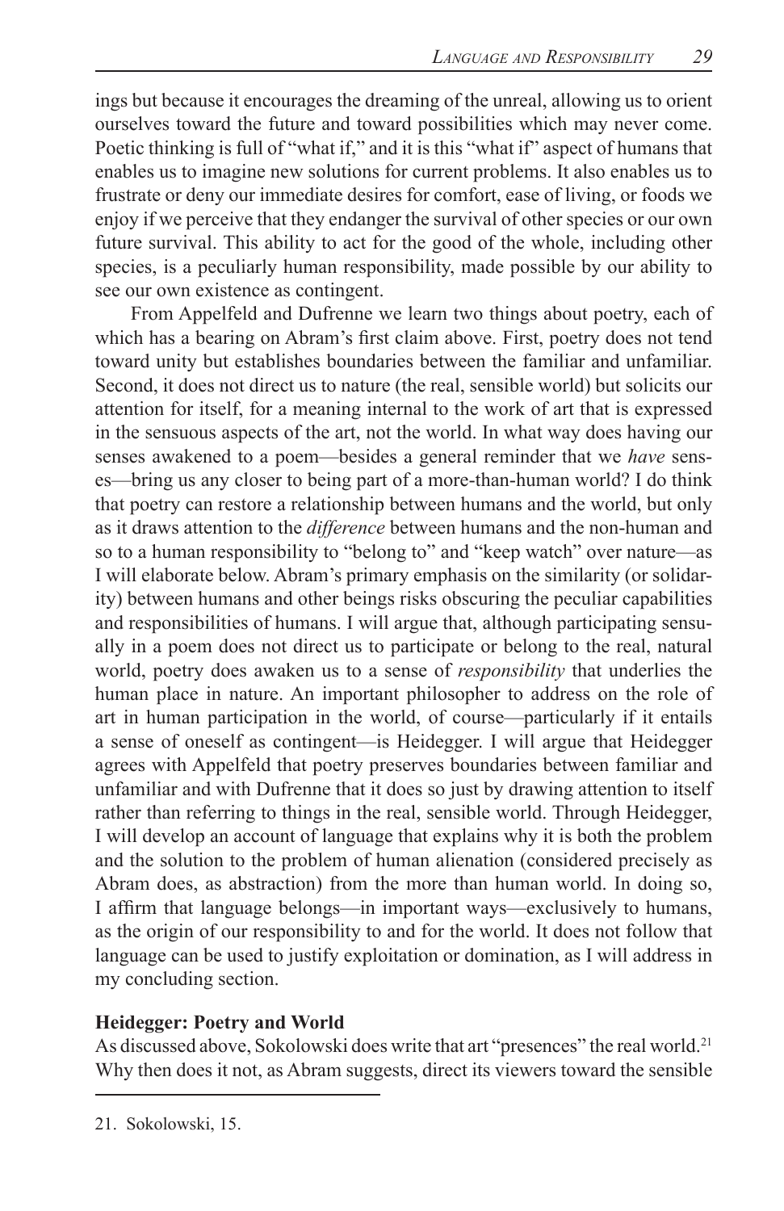ings but because it encourages the dreaming of the unreal, allowing us to orient ourselves toward the future and toward possibilities which may never come. Poetic thinking is full of "what if," and it is this "what if" aspect of humans that enables us to imagine new solutions for current problems. It also enables us to frustrate or deny our immediate desires for comfort, ease of living, or foods we enjoy if we perceive that they endanger the survival of other species or our own future survival. This ability to act for the good of the whole, including other species, is a peculiarly human responsibility, made possible by our ability to see our own existence as contingent.

From Appelfeld and Dufrenne we learn two things about poetry, each of which has a bearing on Abram's first claim above. First, poetry does not tend toward unity but establishes boundaries between the familiar and unfamiliar. Second, it does not direct us to nature (the real, sensible world) but solicits our attention for itself, for a meaning internal to the work of art that is expressed in the sensuous aspects of the art, not the world. In what way does having our senses awakened to a poem—besides a general reminder that we *have* senses—bring us any closer to being part of a more-than-human world? I do think that poetry can restore a relationship between humans and the world, but only as it draws attention to the *difference* between humans and the non-human and so to a human responsibility to "belong to" and "keep watch" over nature—as I will elaborate below. Abram's primary emphasis on the similarity (or solidarity) between humans and other beings risks obscuring the peculiar capabilities and responsibilities of humans. I will argue that, although participating sensually in a poem does not direct us to participate or belong to the real, natural world, poetry does awaken us to a sense of *responsibility* that underlies the human place in nature. An important philosopher to address on the role of art in human participation in the world, of course—particularly if it entails a sense of oneself as contingent—is Heidegger. I will argue that Heidegger agrees with Appelfeld that poetry preserves boundaries between familiar and unfamiliar and with Dufrenne that it does so just by drawing attention to itself rather than referring to things in the real, sensible world. Through Heidegger, I will develop an account of language that explains why it is both the problem and the solution to the problem of human alienation (considered precisely as Abram does, as abstraction) from the more than human world. In doing so, I affirm that language belongs—in important ways—exclusively to humans, as the origin of our responsibility to and for the world. It does not follow that language can be used to justify exploitation or domination, as I will address in my concluding section.

## Heidegger: Poetry and World

As discussed above, Sokolowski does write that art "presences" the real world.[21] Why then does it not, as Abram suggests, direct its viewers toward the sensible

---

21. Sokolowski, 15.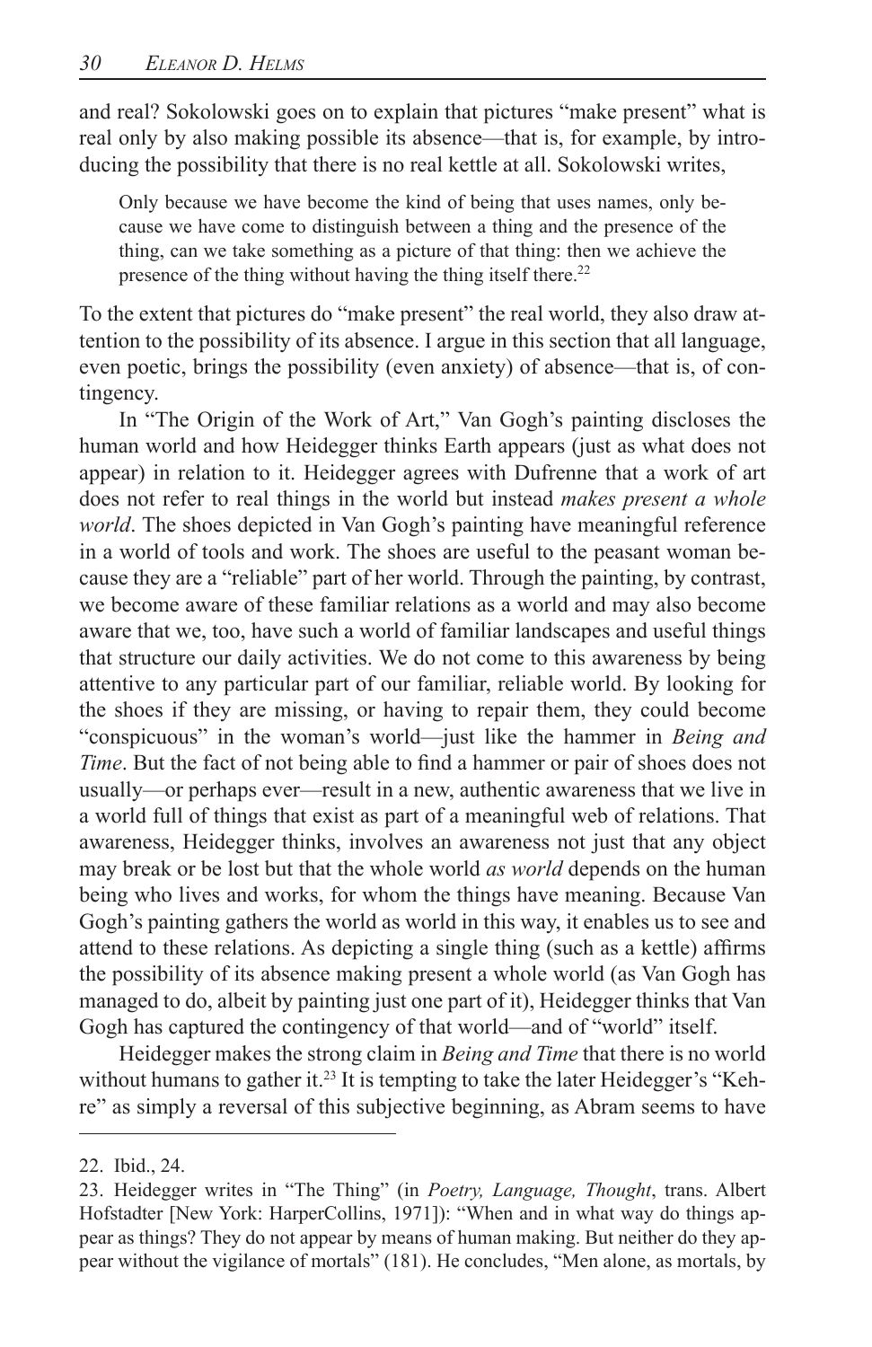and real? Sokolowski goes on to explain that pictures "make present" what is real only by also making possible its absence—that is, for example, by introducing the possibility that there is no real kettle at all. Sokolowski writes,

> Only because we have become the kind of being that uses names, only because we have come to distinguish between a thing and the presence of the thing, can we take something as a picture of that thing: then we achieve the presence of the thing without having the thing itself there.[22]

To the extent that pictures do "make present" the real world, they also draw attention to the possibility of its absence. I argue in this section that all language, even poetic, brings the possibility (even anxiety) of absence—that is, of contingency.

In "The Origin of the Work of Art," Van Gogh's painting discloses the human world and how Heidegger thinks Earth appears (just as what does not appear) in relation to it. Heidegger agrees with Dufrenne that a work of art does not refer to real things in the world but instead *makes present a whole world*. The shoes depicted in Van Gogh's painting have meaningful reference in a world of tools and work. The shoes are useful to the peasant woman because they are a "reliable" part of her world. Through the painting, by contrast, we become aware of these familiar relations as a world and may also become aware that we, too, have such a world of familiar landscapes and useful things that structure our daily activities. We do not come to this awareness by being attentive to any particular part of our familiar, reliable world. By looking for the shoes if they are missing, or having to repair them, they could become "conspicuous" in the woman's world—just like the hammer in *Being and Time*. But the fact of not being able to find a hammer or pair of shoes does not usually—or perhaps ever—result in a new, authentic awareness that we live in a world full of things that exist as part of a meaningful web of relations. That awareness, Heidegger thinks, involves an awareness not just that any object may break or be lost but that the whole world *as world* depends on the human being who lives and works, for whom the things have meaning. Because Van Gogh's painting gathers the world as world in this way, it enables us to see and attend to these relations. As depicting a single thing (such as a kettle) affirms the possibility of its absence making present a whole world (as Van Gogh has managed to do, albeit by painting just one part of it), Heidegger thinks that Van Gogh has captured the contingency of that world—and of "world" itself.

Heidegger makes the strong claim in *Being and Time* that there is no world without humans to gather it.[23] It is tempting to take the later Heidegger's "Kehre" as simply a reversal of this subjective beginning, as Abram seems to have

---

22. Ibid., 24.

23. Heidegger writes in "The Thing" (in *Poetry, Language, Thought*, trans. Albert Hofstadter [New York: HarperCollins, 1971]): "When and in what way do things appear as things? They do not appear by means of human making. But neither do they appear without the vigilance of mortals" (181). He concludes, "Men alone, as mortals, by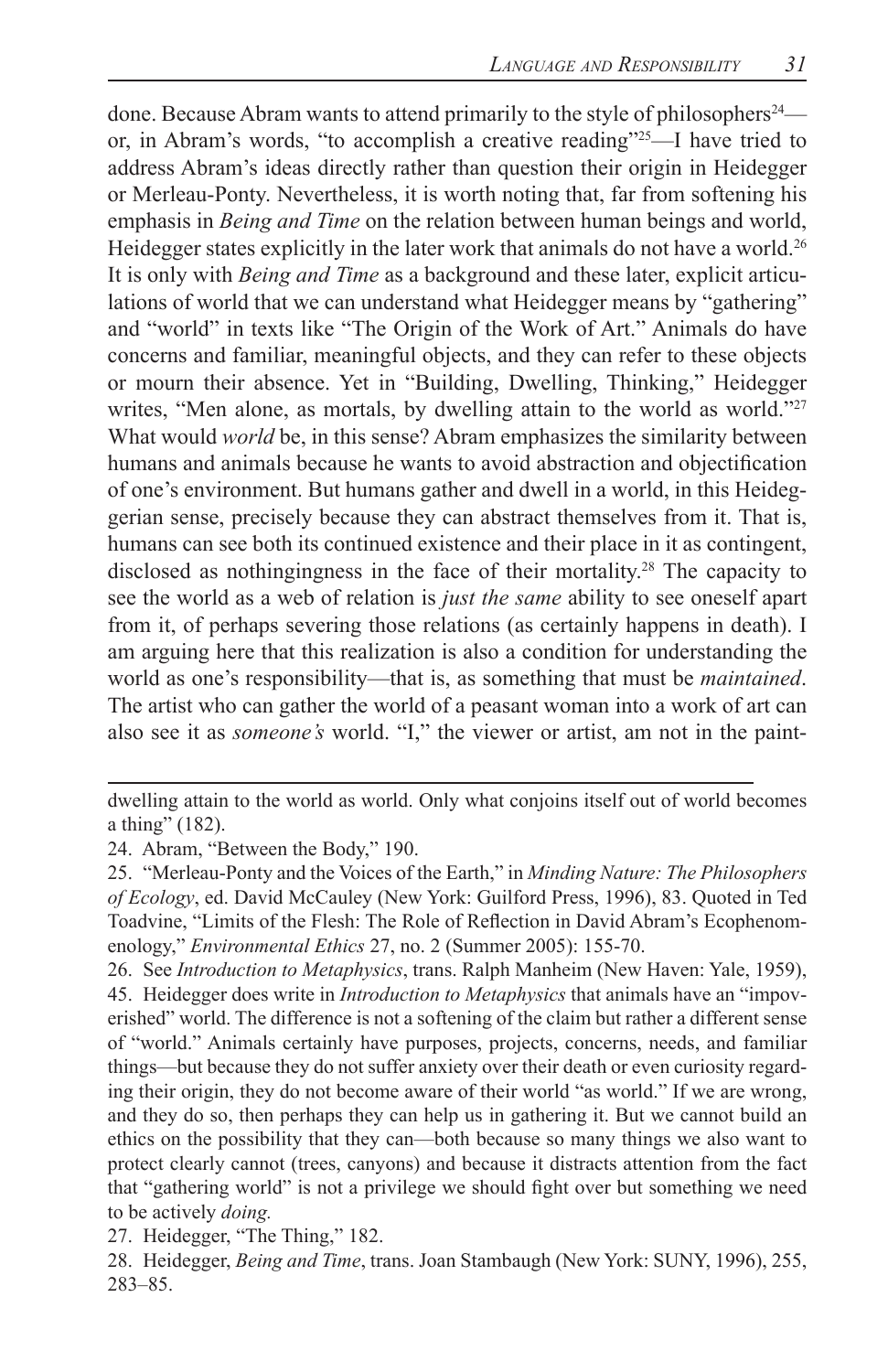done. Because Abram wants to attend primarily to the style of philosophers[24]—or, in Abram's words, "to accomplish a creative reading"[25]—I have tried to address Abram's ideas directly rather than question their origin in Heidegger or Merleau-Ponty. Nevertheless, it is worth noting that, far from softening his emphasis in *Being and Time* on the relation between human beings and world, Heidegger states explicitly in the later work that animals do not have a world.[26] It is only with *Being and Time* as a background and these later, explicit articulations of world that we can understand what Heidegger means by "gathering" and "world" in texts like "The Origin of the Work of Art." Animals do have concerns and familiar, meaningful objects, and they can refer to these objects or mourn their absence. Yet in "Building, Dwelling, Thinking," Heidegger writes, "Men alone, as mortals, by dwelling attain to the world as world."[27] What would *world* be, in this sense? Abram emphasizes the similarity between humans and animals because he wants to avoid abstraction and objectification of one's environment. But humans gather and dwell in a world, in this Heideggerian sense, precisely because they can abstract themselves from it. That is, humans can see both its continued existence and their place in it as contingent, disclosed as nothingingness in the face of their mortality.[28] The capacity to see the world as a web of relation is *just the same* ability to see oneself apart from it, of perhaps severing those relations (as certainly happens in death). I am arguing here that this realization is also a condition for understanding the world as one's responsibility—that is, as something that must be *maintained*. The artist who can gather the world of a peasant woman into a work of art can also see it as *someone's* world. "I," the viewer or artist, am not in the paint-

---

dwelling attain to the world as world. Only what conjoins itself out of world becomes a thing" (182).

24. Abram, "Between the Body," 190.

25. "Merleau-Ponty and the Voices of the Earth," in *Minding Nature: The Philosophers of Ecology*, ed. David McCauley (New York: Guilford Press, 1996), 83. Quoted in Ted Toadvine, "Limits of the Flesh: The Role of Reflection in David Abram's Ecophenomenology," *Environmental Ethics* 27, no. 2 (Summer 2005): 155-70.

26. See *Introduction to Metaphysics*, trans. Ralph Manheim (New Haven: Yale, 1959), 45. Heidegger does write in *Introduction to Metaphysics* that animals have an "impoverished" world. The difference is not a softening of the claim but rather a different sense of "world." Animals certainly have purposes, projects, concerns, needs, and familiar things—but because they do not suffer anxiety over their death or even curiosity regarding their origin, they do not become aware of their world "as world." If we are wrong, and they do so, then perhaps they can help us in gathering it. But we cannot build an ethics on the possibility that they can—both because so many things we also want to protect clearly cannot (trees, canyons) and because it distracts attention from the fact that "gathering world" is not a privilege we should fight over but something we need to be actively *doing.*

27. Heidegger, "The Thing," 182.

28. Heidegger, *Being and Time*, trans. Joan Stambaugh (New York: SUNY, 1996), 255, 283–85.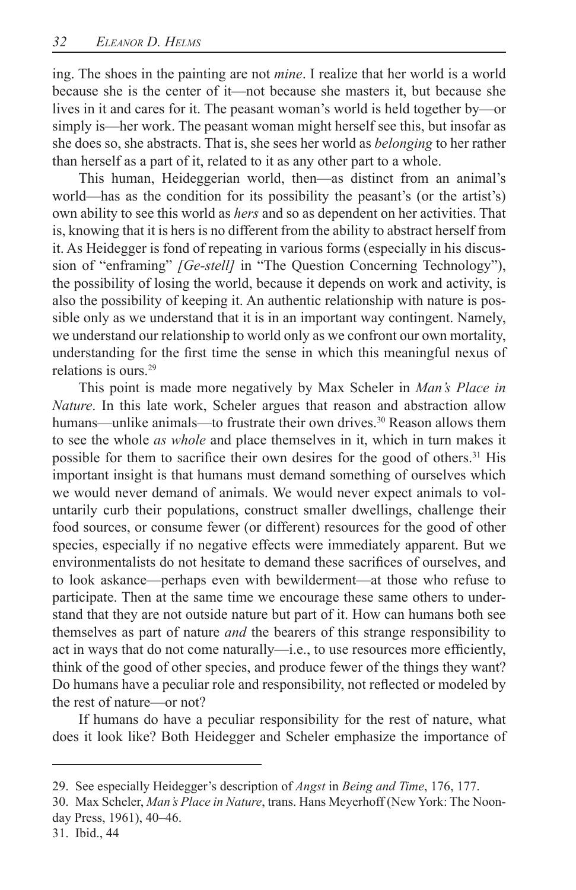ing. The shoes in the painting are not *mine*. I realize that her world is a world because she is the center of it—not because she masters it, but because she lives in it and cares for it. The peasant woman's world is held together by—or simply is—her work. The peasant woman might herself see this, but insofar as she does so, she abstracts. That is, she sees her world as *belonging* to her rather than herself as a part of it, related to it as any other part to a whole.

This human, Heideggerian world, then—as distinct from an animal's world—has as the condition for its possibility the peasant's (or the artist's) own ability to see this world as *hers* and so as dependent on her activities. That is, knowing that it is hers is no different from the ability to abstract herself from it. As Heidegger is fond of repeating in various forms (especially in his discussion of "enframing" *[Ge-stell]* in "The Question Concerning Technology"), the possibility of losing the world, because it depends on work and activity, is also the possibility of keeping it. An authentic relationship with nature is possible only as we understand that it is in an important way contingent. Namely, we understand our relationship to world only as we confront our own mortality, understanding for the first time the sense in which this meaningful nexus of relations is ours.[29]

This point is made more negatively by Max Scheler in *Man's Place in Nature*. In this late work, Scheler argues that reason and abstraction allow humans—unlike animals—to frustrate their own drives.[30] Reason allows them to see the whole *as whole* and place themselves in it, which in turn makes it possible for them to sacrifice their own desires for the good of others.[31] His important insight is that humans must demand something of ourselves which we would never demand of animals. We would never expect animals to voluntarily curb their populations, construct smaller dwellings, challenge their food sources, or consume fewer (or different) resources for the good of other species, especially if no negative effects were immediately apparent. But we environmentalists do not hesitate to demand these sacrifices of ourselves, and to look askance—perhaps even with bewilderment—at those who refuse to participate. Then at the same time we encourage these same others to understand that they are not outside nature but part of it. How can humans both see themselves as part of nature *and* the bearers of this strange responsibility to act in ways that do not come naturally—i.e., to use resources more efficiently, think of the good of other species, and produce fewer of the things they want? Do humans have a peculiar role and responsibility, not reflected or modeled by the rest of nature—or not?

If humans do have a peculiar responsibility for the rest of nature, what does it look like? Both Heidegger and Scheler emphasize the importance of

---

29. See especially Heidegger's description of *Angst* in *Being and Time*, 176, 177.

30. Max Scheler, *Man's Place in Nature*, trans. Hans Meyerhoff (New York: The Noonday Press, 1961), 40–46.

31. Ibid., 44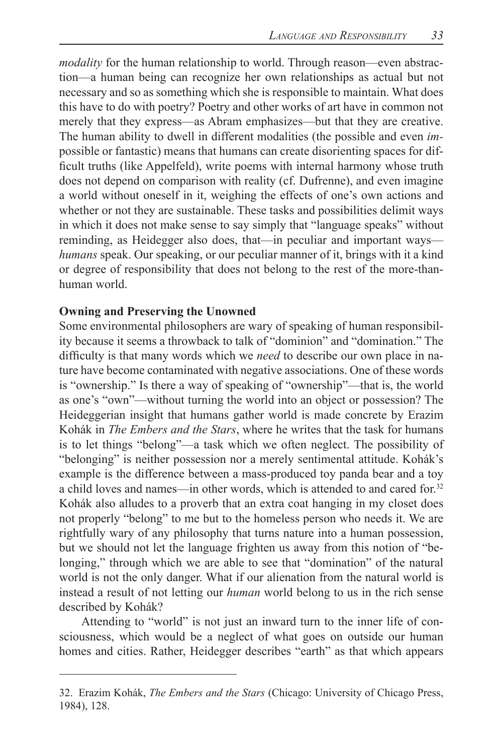*modality* for the human relationship to world. Through reason—even abstraction—a human being can recognize her own relationships as actual but not necessary and so as something which she is responsible to maintain. What does this have to do with poetry? Poetry and other works of art have in common not merely that they express—as Abram emphasizes—but that they are creative. The human ability to dwell in different modalities (the possible and even *im*possible or fantastic) means that humans can create disorienting spaces for difficult truths (like Appelfeld), write poems with internal harmony whose truth does not depend on comparison with reality (cf. Dufrenne), and even imagine a world without oneself in it, weighing the effects of one's own actions and whether or not they are sustainable. These tasks and possibilities delimit ways in which it does not make sense to say simply that "language speaks" without reminding, as Heidegger also does, that—in peculiar and important ways—*humans* speak. Our speaking, or our peculiar manner of it, brings with it a kind or degree of responsibility that does not belong to the rest of the more-than-human world.

**Owning and Preserving the Unowned**

Some environmental philosophers are wary of speaking of human responsibility because it seems a throwback to talk of "dominion" and "domination." The difficulty is that many words which we *need* to describe our own place in nature have become contaminated with negative associations. One of these words is "ownership." Is there a way of speaking of "ownership"—that is, the world as one's "own"—without turning the world into an object or possession? The Heideggerian insight that humans gather world is made concrete by Erazim Kohák in *The Embers and the Stars*, where he writes that the task for humans is to let things "belong"—a task which we often neglect. The possibility of "belonging" is neither possession nor a merely sentimental attitude. Kohák's example is the difference between a mass-produced toy panda bear and a toy a child loves and names—in other words, which is attended to and cared for.[32] Kohák also alludes to a proverb that an extra coat hanging in my closet does not properly "belong" to me but to the homeless person who needs it. We are rightfully wary of any philosophy that turns nature into a human possession, but we should not let the language frighten us away from this notion of "belonging," through which we are able to see that "domination" of the natural world is not the only danger. What if our alienation from the natural world is instead a result of not letting our *human* world belong to us in the rich sense described by Kohák?

Attending to "world" is not just an inward turn to the inner life of consciousness, which would be a neglect of what goes on outside our human homes and cities. Rather, Heidegger describes "earth" as that which appears

32. Erazim Kohák, *The Embers and the Stars* (Chicago: University of Chicago Press, 1984), 128.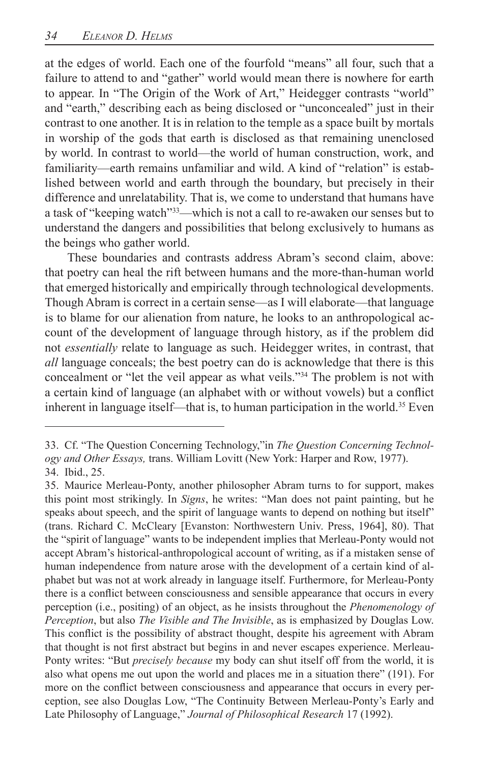at the edges of world. Each one of the fourfold "means" all four, such that a failure to attend to and "gather" world would mean there is nowhere for earth to appear. In "The Origin of the Work of Art," Heidegger contrasts "world" and "earth," describing each as being disclosed or "unconcealed" just in their contrast to one another. It is in relation to the temple as a space built by mortals in worship of the gods that earth is disclosed as that remaining unenclosed by world. In contrast to world—the world of human construction, work, and familiarity—earth remains unfamiliar and wild. A kind of "relation" is established between world and earth through the boundary, but precisely in their difference and unrelatability. That is, we come to understand that humans have a task of "keeping watch"[33]—which is not a call to re-awaken our senses but to understand the dangers and possibilities that belong exclusively to humans as the beings who gather world.

These boundaries and contrasts address Abram's second claim, above: that poetry can heal the rift between humans and the more-than-human world that emerged historically and empirically through technological developments. Though Abram is correct in a certain sense—as I will elaborate—that language is to blame for our alienation from nature, he looks to an anthropological account of the development of language through history, as if the problem did not *essentially* relate to language as such. Heidegger writes, in contrast, that *all* language conceals; the best poetry can do is acknowledge that there is this concealment or "let the veil appear as what veils."[34] The problem is not with a certain kind of language (an alphabet with or without vowels) but a conflict inherent in language itself—that is, to human participation in the world.[35] Even

---

33. Cf. "The Question Concerning Technology,"in *The Question Concerning Technology and Other Essays,* trans. William Lovitt (New York: Harper and Row, 1977).

34. Ibid., 25.

35. Maurice Merleau-Ponty, another philosopher Abram turns to for support, makes this point most strikingly. In *Signs*, he writes: "Man does not paint painting, but he speaks about speech, and the spirit of language wants to depend on nothing but itself" (trans. Richard C. McCleary [Evanston: Northwestern Univ. Press, 1964], 80). That the "spirit of language" wants to be independent implies that Merleau-Ponty would not accept Abram's historical-anthropological account of writing, as if a mistaken sense of human independence from nature arose with the development of a certain kind of alphabet but was not at work already in language itself. Furthermore, for Merleau-Ponty there is a conflict between consciousness and sensible appearance that occurs in every perception (i.e., positing) of an object, as he insists throughout the *Phenomenology of Perception*, but also *The Visible and The Invisible*, as is emphasized by Douglas Low. This conflict is the possibility of abstract thought, despite his agreement with Abram that thought is not first abstract but begins in and never escapes experience. Merleau-Ponty writes: "But *precisely because* my body can shut itself off from the world, it is also what opens me out upon the world and places me in a situation there" (191). For more on the conflict between consciousness and appearance that occurs in every perception, see also Douglas Low, "The Continuity Between Merleau-Ponty's Early and Late Philosophy of Language," *Journal of Philosophical Research* 17 (1992).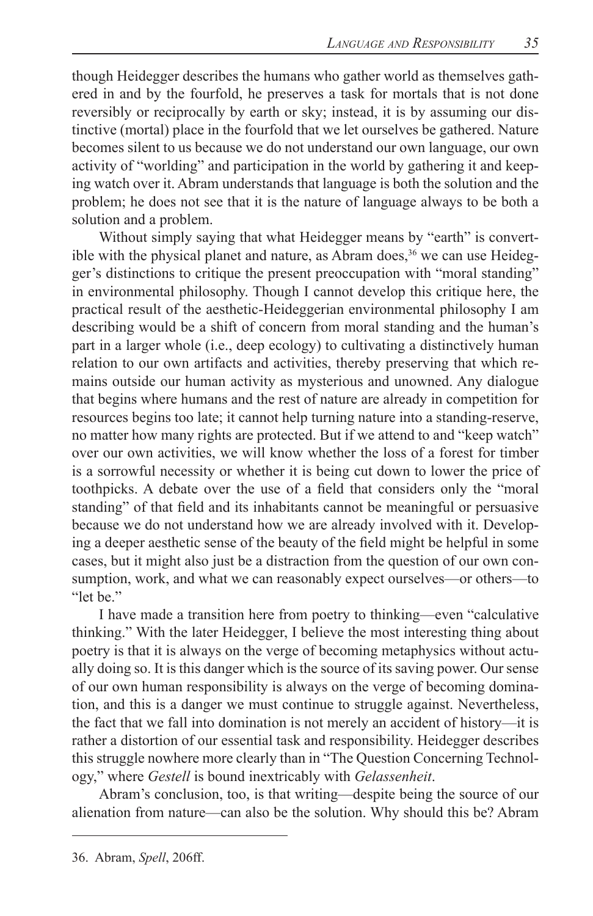though Heidegger describes the humans who gather world as themselves gathered in and by the fourfold, he preserves a task for mortals that is not done reversibly or reciprocally by earth or sky; instead, it is by assuming our distinctive (mortal) place in the fourfold that we let ourselves be gathered. Nature becomes silent to us because we do not understand our own language, our own activity of "worlding" and participation in the world by gathering it and keeping watch over it. Abram understands that language is both the solution and the problem; he does not see that it is the nature of language always to be both a solution and a problem.

Without simply saying that what Heidegger means by "earth" is convertible with the physical planet and nature, as Abram does,[36] we can use Heidegger's distinctions to critique the present preoccupation with "moral standing" in environmental philosophy. Though I cannot develop this critique here, the practical result of the aesthetic-Heideggerian environmental philosophy I am describing would be a shift of concern from moral standing and the human's part in a larger whole (i.e., deep ecology) to cultivating a distinctively human relation to our own artifacts and activities, thereby preserving that which remains outside our human activity as mysterious and unowned. Any dialogue that begins where humans and the rest of nature are already in competition for resources begins too late; it cannot help turning nature into a standing-reserve, no matter how many rights are protected. But if we attend to and "keep watch" over our own activities, we will know whether the loss of a forest for timber is a sorrowful necessity or whether it is being cut down to lower the price of toothpicks. A debate over the use of a field that considers only the "moral standing" of that field and its inhabitants cannot be meaningful or persuasive because we do not understand how we are already involved with it. Developing a deeper aesthetic sense of the beauty of the field might be helpful in some cases, but it might also just be a distraction from the question of our own consumption, work, and what we can reasonably expect ourselves—or others—to "let be."

I have made a transition here from poetry to thinking—even "calculative thinking." With the later Heidegger, I believe the most interesting thing about poetry is that it is always on the verge of becoming metaphysics without actually doing so. It is this danger which is the source of its saving power. Our sense of our own human responsibility is always on the verge of becoming domination, and this is a danger we must continue to struggle against. Nevertheless, the fact that we fall into domination is not merely an accident of history—it is rather a distortion of our essential task and responsibility. Heidegger describes this struggle nowhere more clearly than in "The Question Concerning Technology," where *Gestell* is bound inextricably with *Gelassenheit*.

Abram's conclusion, too, is that writing—despite being the source of our alienation from nature—can also be the solution. Why should this be? Abram

---

36. Abram, *Spell*, 206ff.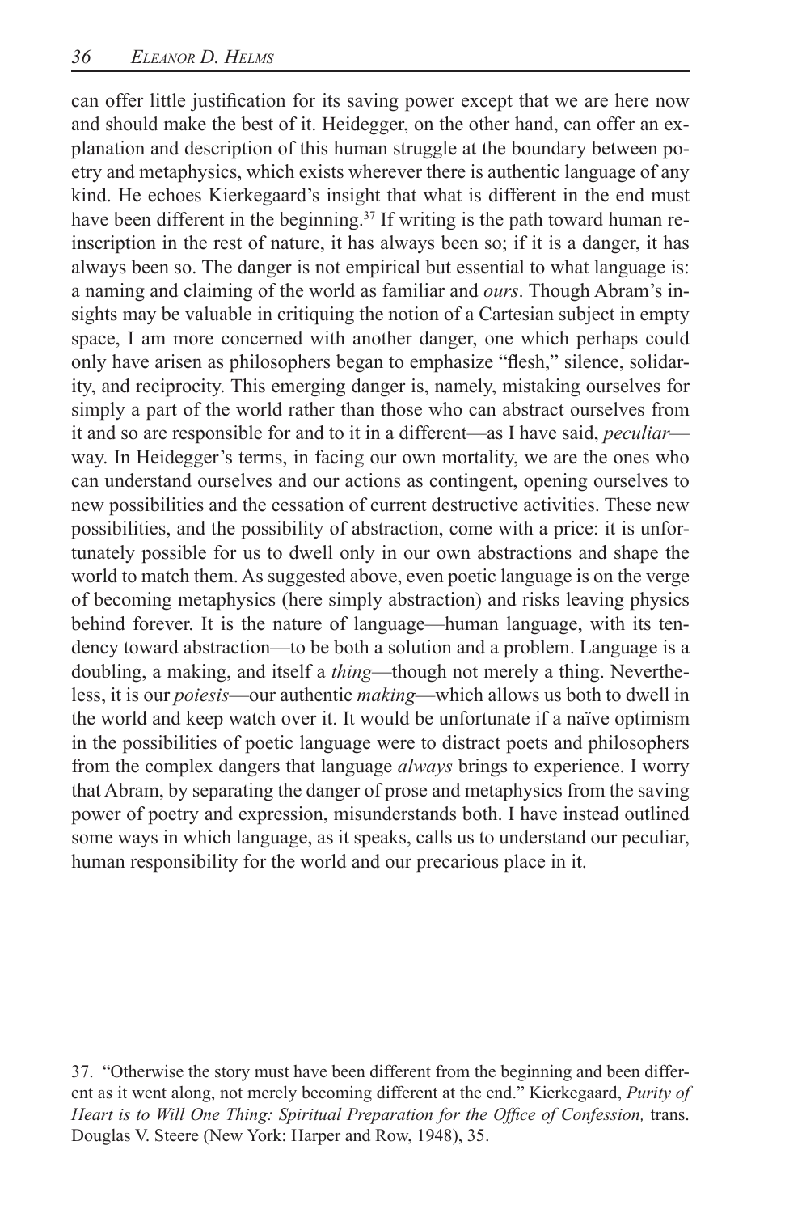can offer little justification for its saving power except that we are here now and should make the best of it. Heidegger, on the other hand, can offer an explanation and description of this human struggle at the boundary between poetry and metaphysics, which exists wherever there is authentic language of any kind. He echoes Kierkegaard's insight that what is different in the end must have been different in the beginning.[37] If writing is the path toward human re-inscription in the rest of nature, it has always been so; if it is a danger, it has always been so. The danger is not empirical but essential to what language is: a naming and claiming of the world as familiar and *ours*. Though Abram's insights may be valuable in critiquing the notion of a Cartesian subject in empty space, I am more concerned with another danger, one which perhaps could only have arisen as philosophers began to emphasize "flesh," silence, solidarity, and reciprocity. This emerging danger is, namely, mistaking ourselves for simply a part of the world rather than those who can abstract ourselves from it and so are responsible for and to it in a different—as I have said, *peculiar*—way. In Heidegger's terms, in facing our own mortality, we are the ones who can understand ourselves and our actions as contingent, opening ourselves to new possibilities and the cessation of current destructive activities. These new possibilities, and the possibility of abstraction, come with a price: it is unfortunately possible for us to dwell only in our own abstractions and shape the world to match them. As suggested above, even poetic language is on the verge of becoming metaphysics (here simply abstraction) and risks leaving physics behind forever. It is the nature of language—human language, with its tendency toward abstraction—to be both a solution and a problem. Language is a doubling, a making, and itself a *thing*—though not merely a thing. Nevertheless, it is our *poiesis*—our authentic *making*—which allows us both to dwell in the world and keep watch over it. It would be unfortunate if a naïve optimism in the possibilities of poetic language were to distract poets and philosophers from the complex dangers that language *always* brings to experience. I worry that Abram, by separating the danger of prose and metaphysics from the saving power of poetry and expression, misunderstands both. I have instead outlined some ways in which language, as it speaks, calls us to understand our peculiar, human responsibility for the world and our precarious place in it.

---

37. "Otherwise the story must have been different from the beginning and been different as it went along, not merely becoming different at the end." Kierkegaard, *Purity of Heart is to Will One Thing: Spiritual Preparation for the Office of Confession,* trans. Douglas V. Steere (New York: Harper and Row, 1948), 35.